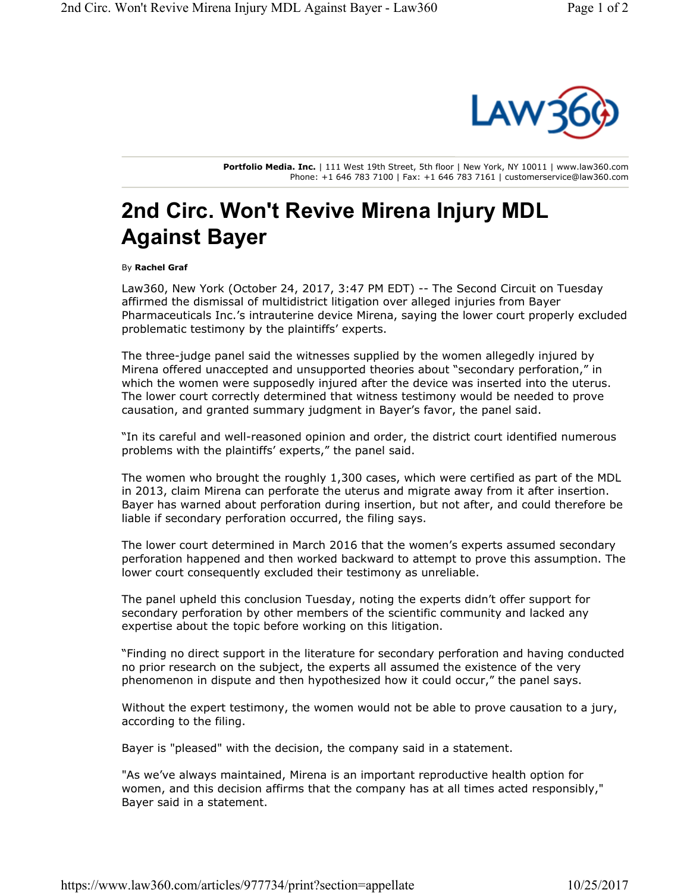Portfolio Media. Inc. | 111 West 19th Street, 5th floor | New York, NY 10011 | www.law360.com
Phone: +1 646 783 7100 | Fax: +1 646 783 7161 | customerservice@law360.com

# 2nd Circ. Won't Revive Mirena Injury MDL Against Bayer

By **Rachel Graf**

Law360, New York (October 24, 2017, 3:47 PM EDT) -- The Second Circuit on Tuesday affirmed the dismissal of multidistrict litigation over alleged injuries from Bayer Pharmaceuticals Inc.'s intrauterine device Mirena, saying the lower court properly excluded problematic testimony by the plaintiffs' experts.

The three-judge panel said the witnesses supplied by the women allegedly injured by Mirena offered unaccepted and unsupported theories about "secondary perforation," in which the women were supposedly injured after the device was inserted into the uterus. The lower court correctly determined that witness testimony would be needed to prove causation, and granted summary judgment in Bayer's favor, the panel said.

"In its careful and well-reasoned opinion and order, the district court identified numerous problems with the plaintiffs' experts," the panel said.

The women who brought the roughly 1,300 cases, which were certified as part of the MDL in 2013, claim Mirena can perforate the uterus and migrate away from it after insertion. Bayer has warned about perforation during insertion, but not after, and could therefore be liable if secondary perforation occurred, the filing says.

The lower court determined in March 2016 that the women's experts assumed secondary perforation happened and then worked backward to attempt to prove this assumption. The lower court consequently excluded their testimony as unreliable.

The panel upheld this conclusion Tuesday, noting the experts didn't offer support for secondary perforation by other members of the scientific community and lacked any expertise about the topic before working on this litigation.

"Finding no direct support in the literature for secondary perforation and having conducted no prior research on the subject, the experts all assumed the existence of the very phenomenon in dispute and then hypothesized how it could occur," the panel says.

Without the expert testimony, the women would not be able to prove causation to a jury, according to the filing.

Bayer is "pleased" with the decision, the company said in a statement.

"As we've always maintained, Mirena is an important reproductive health option for women, and this decision affirms that the company has at all times acted responsibly," Bayer said in a statement.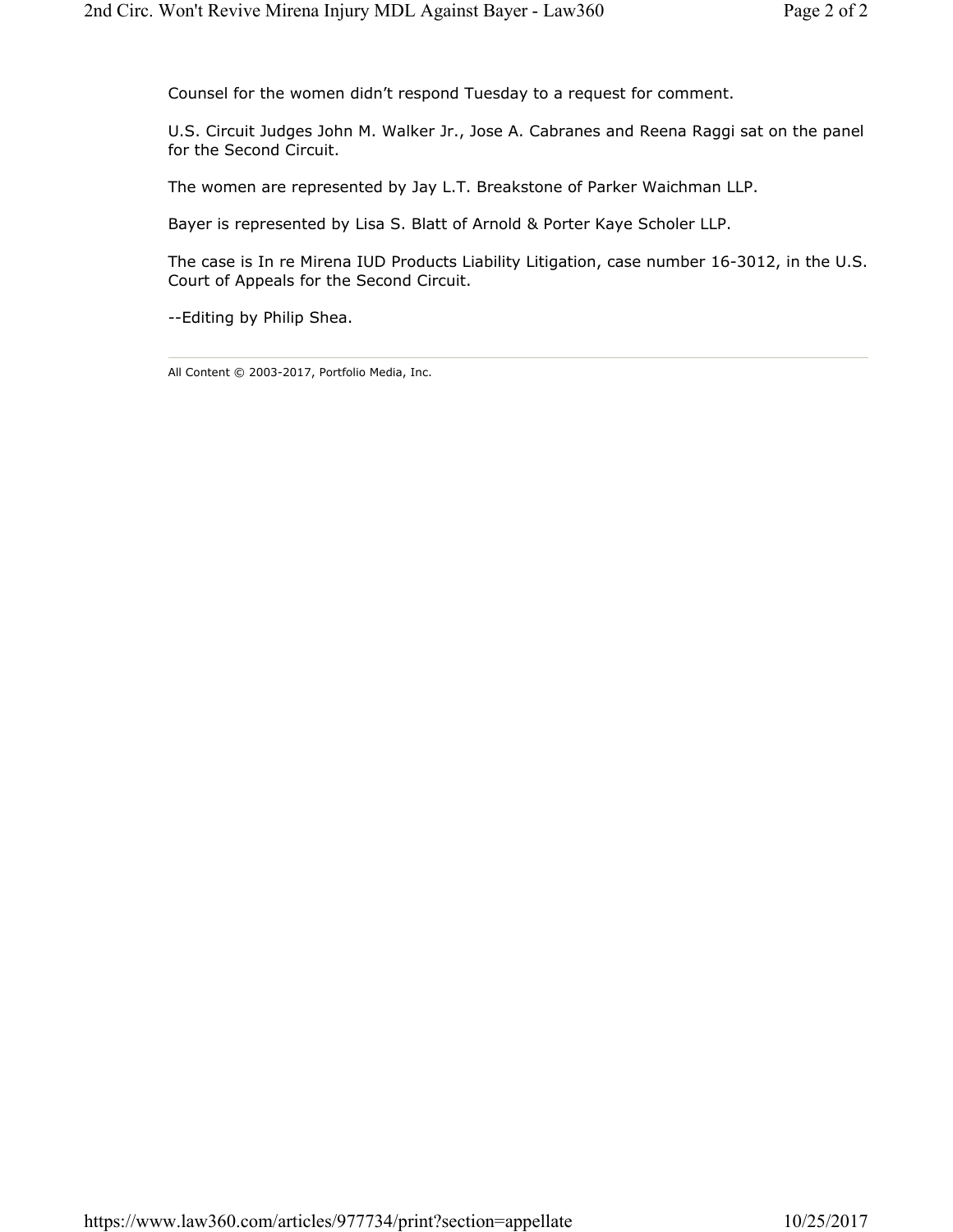Counsel for the women didn't respond Tuesday to a request for comment.

U.S. Circuit Judges John M. Walker Jr., Jose A. Cabranes and Reena Raggi sat on the panel for the Second Circuit.

The women are represented by Jay L.T. Breakstone of Parker Waichman LLP.

Bayer is represented by Lisa S. Blatt of Arnold & Porter Kaye Scholer LLP.

The case is In re Mirena IUD Products Liability Litigation, case number 16-3012, in the U.S. Court of Appeals for the Second Circuit.

--Editing by Philip Shea.

---

All Content © 2003-2017, Portfolio Media, Inc.